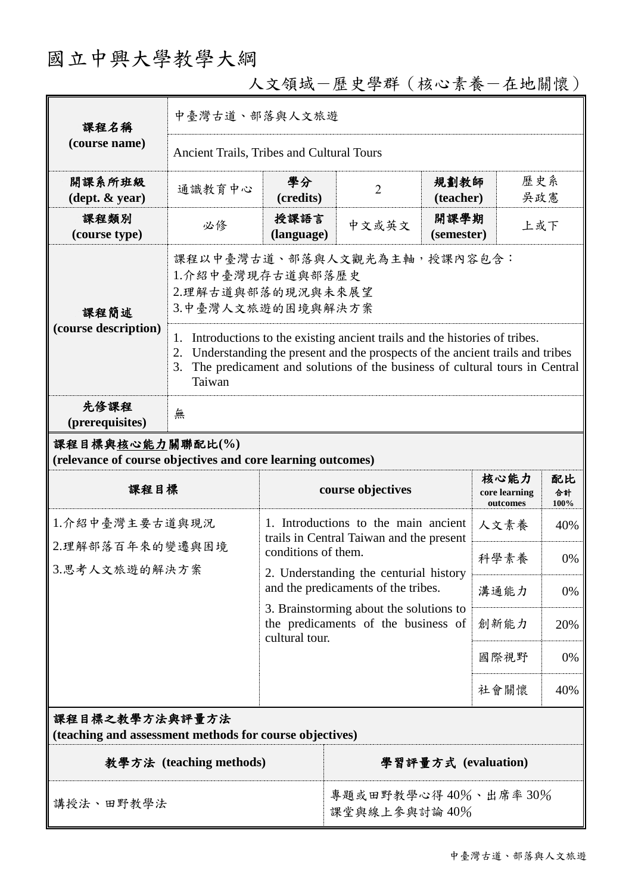# 國立中興大學教學大綱

## 人文領域－歷史學群（核心素養－在地關懷）

| 課程名稱 (course name) | 中臺灣古道、部落與人文旅遊 | | | | |
|---|---|---|---|---|---|
| | Ancient Trails, Tribes and Cultural Tours | | | | |
| 開課系所班級 (dept. & year) | 通識教育中心 | 學分 (credits) | 2 | 規劃教師 (teacher) | 歷史系 吳政憲 |
| 課程類別 (course type) | 必修 | 授課語言 (language) | 中文或英文 | 開課學期 (semester) | 上或下 |
| 課程簡述 (course description) | 課程以中臺灣古道、部落與人文觀光為主軸，授課內容包含：<br>1.介紹中臺灣現存古道與部落歷史<br>2.理解古道與部落的現況與未來展望<br>3.中臺灣人文旅遊的困境與解決方案 | | | | |
| | 1. Introductions to the existing ancient trails and the histories of tribes.<br>2. Understanding the present and the prospects of the ancient trails and tribes<br>3. The predicament and solutions of the business of cultural tours in Central Taiwan | | | | |
| 先修課程 (prerequisites) | 無 | | | | |

**課程目標與核心能力關聯配比(%)**
**(relevance of course objectives and core learning outcomes)**

| 課程目標 | course objectives | 核心能力 core learning outcomes | 配比 合計100% |
|---|---|---|---|
| 1.介紹中臺灣主要古道與現況<br>2.理解部落百年來的變遷與困境<br>3.思考人文旅遊的解決方案 | 1. Introductions to the main ancient trails in Central Taiwan and the present conditions of them.<br>2. Understanding the centurial history and the predicaments of the tribes.<br>3. Brainstorming about the solutions to the predicaments of the business of cultural tour. | 人文素養 | 40% |
| | | 科學素養 | 0% |
| | | 溝通能力 | 0% |
| | | 創新能力 | 20% |
| | | 國際視野 | 0% |
| | | 社會關懷 | 40% |

**課程目標之教學方法與評量方法**
**(teaching and assessment methods for course objectives)**

| 教學方法 (teaching methods) | 學習評量方式 (evaluation) |
|---|---|
| 講授法、田野教學法 | 專題或田野教學心得 40%、出席率 30%<br>課堂與線上參與討論 40% |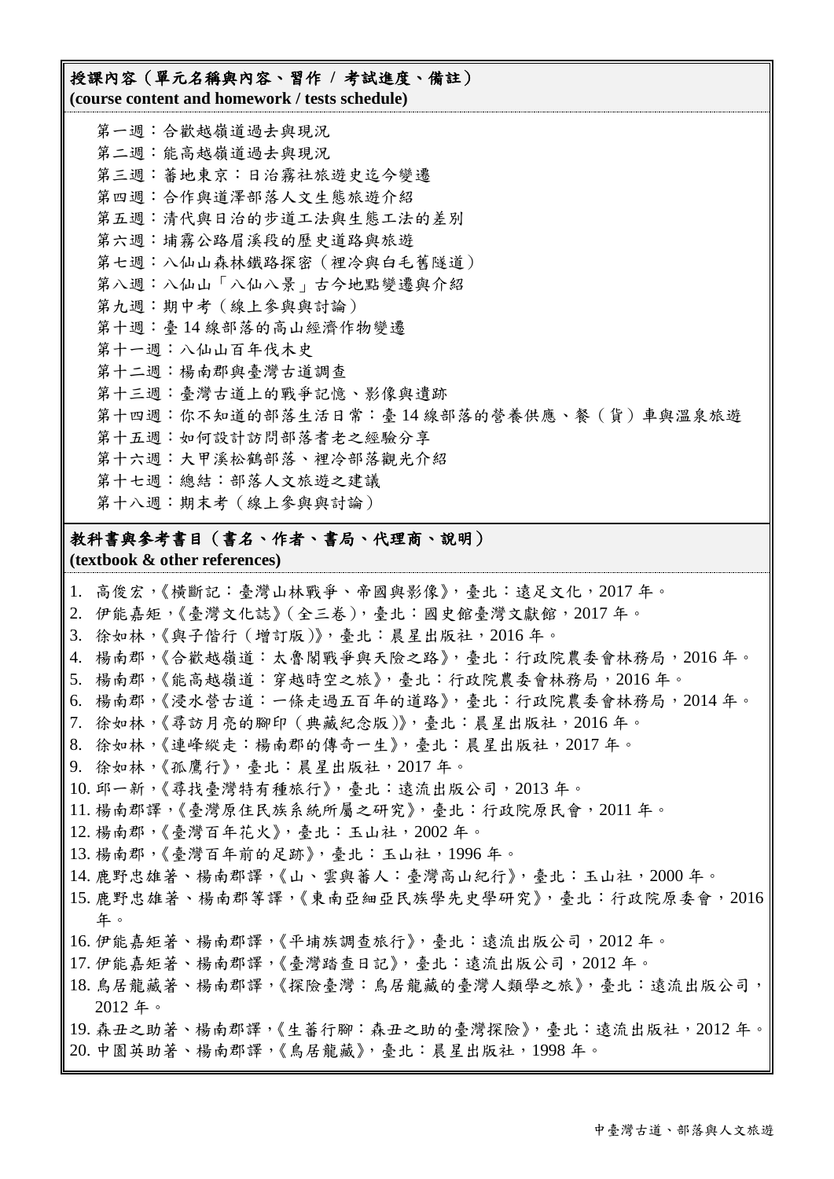## 授課內容（單元名稱與內容、習作 / 考試進度、備註）
**(course content and homework / tests schedule)**

第一週：合歡越嶺道過去與現況
第二週：能高越嶺道過去與現況
第三週：蕃地東京：日治霧社旅遊史迄今變遷
第四週：合作與道澤部落人文生態旅遊介紹
第五週：清代與日治的步道工法與生態工法的差別
第六週：埔霧公路眉溪段的歷史道路與旅遊
第七週：八仙山森林鐵路探密（裡冷與白毛舊隧道）
第八週：八仙山「八仙八景」古今地點變遷與介紹
第九週：期中考（線上參與與討論）
第十週：臺 14 線部落的高山經濟作物變遷
第十一週：八仙山百年伐木史
第十二週：楊南郡與臺灣古道調查
第十三週：臺灣古道上的戰爭記憶、影像與遺跡
第十四週：你不知道的部落生活日常：臺 14 線部落的營養供應、餐（貨）車與溫泉旅遊
第十五週：如何設計訪問部落耆老之經驗分享
第十六週：大甲溪松鶴部落、裡冷部落觀光介紹
第十七週：總結：部落人文旅遊之建議
第十八週：期末考（線上參與與討論）

## 教科書與參考書目（書名、作者、書局、代理商、說明）
**(textbook & other references)**

1. 高俊宏，《橫斷記：臺灣山林戰爭、帝國與影像》，臺北：遠足文化，2017 年。
2. 伊能嘉矩，《臺灣文化誌》(全三卷)，臺北：國史館臺灣文獻館，2017 年。
3. 徐如林，《與子偕行（增訂版）》，臺北：晨星出版社，2016 年。
4. 楊南郡，《合歡越嶺道：太魯閣戰爭與天險之路》，臺北：行政院農委會林務局，2016 年。
5. 楊南郡，《能高越嶺道：穿越時空之旅》，臺北：行政院農委會林務局，2016 年。
6. 楊南郡，《浸水營古道：一條走過五百年的道路》，臺北：行政院農委會林務局，2014 年。
7. 徐如林，《尋訪月亮的腳印（典藏紀念版）》，臺北：晨星出版社，2016 年。
8. 徐如林，《連峰縱走：楊南郡的傳奇一生》，臺北：晨星出版社，2017 年。
9. 徐如林，《孤鷹行》，臺北：晨星出版社，2017 年。
10. 邱一新，《尋找臺灣特有種旅行》，臺北：遠流出版公司，2013 年。
11. 楊南郡譯，《臺灣原住民族系統所屬之研究》，臺北：行政院原民會，2011 年。
12. 楊南郡，《臺灣百年花火》，臺北：玉山社，2002 年。
13. 楊南郡，《臺灣百年前的足跡》，臺北：玉山社，1996 年。
14. 鹿野忠雄著、楊南郡譯，《山、雲與蕃人：臺灣高山紀行》，臺北：玉山社，2000 年。
15. 鹿野忠雄著、楊南郡等譯，《東南亞細亞民族學先史學研究》，臺北：行政院原委會，2016 年。
16. 伊能嘉矩著、楊南郡譯，《平埔族調查旅行》，臺北：遠流出版公司，2012 年。
17. 伊能嘉矩著、楊南郡譯，《臺灣踏查日記》，臺北：遠流出版公司，2012 年。
18. 鳥居龍藏著、楊南郡譯，《探險臺灣：鳥居龍藏的臺灣人類學之旅》，臺北：遠流出版公司，2012 年。
19. 森丑之助著、楊南郡譯，《生蕃行腳：森丑之助的臺灣探險》，臺北：遠流出版社，2012 年。
20. 中園英助著、楊南郡譯，《鳥居龍藏》，臺北：晨星出版社，1998 年。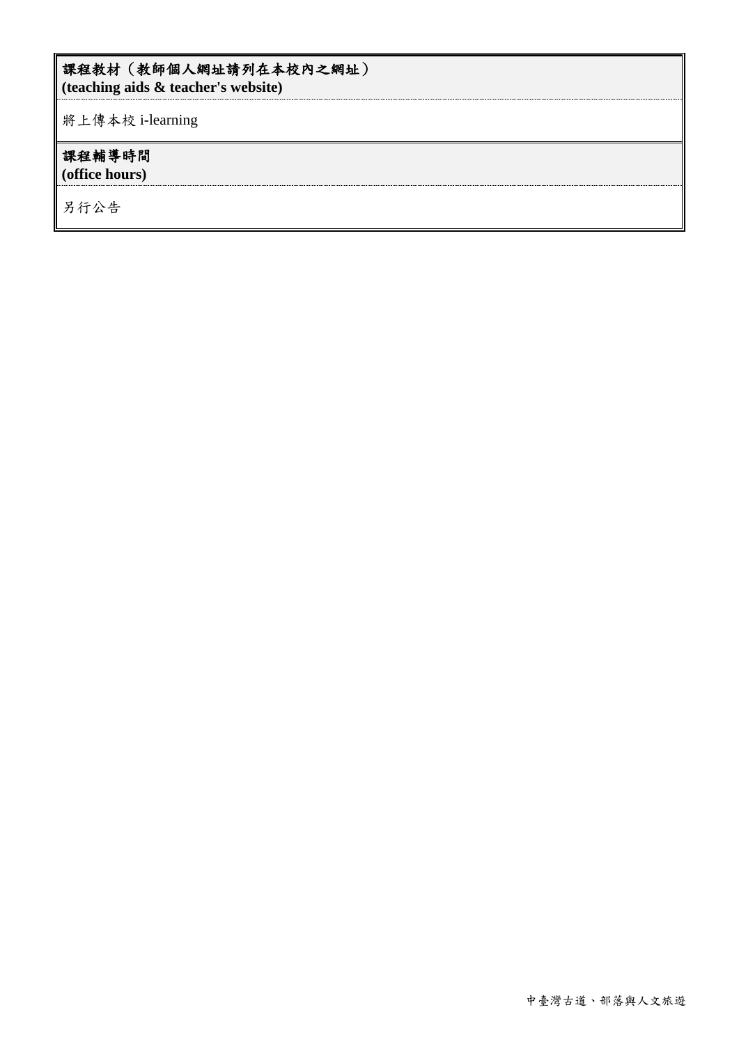| 課程教材（教師個人網址請列在本校內之網址）<br>**(teaching aids & teacher's website)** |
|---|
| 將上傳本校 i-learning |
| **課程輔導時間**<br>**(office hours)** |
| 另行公告 |